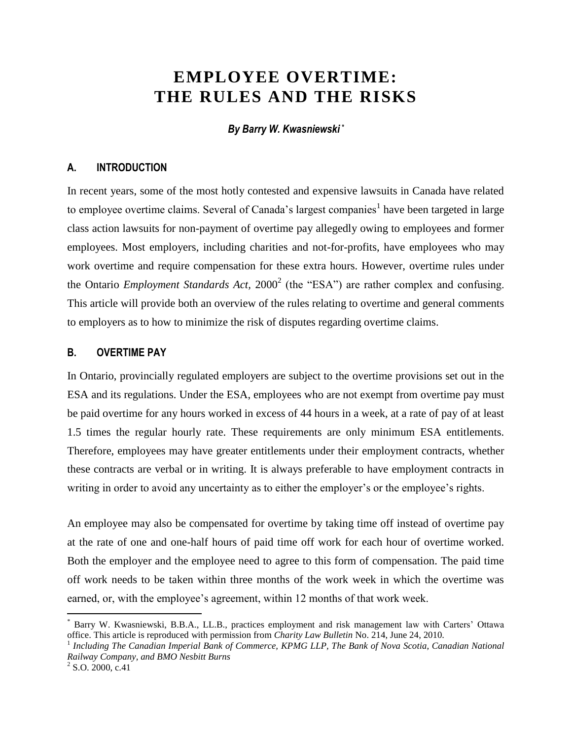# EMPLOYEE OVERTIME: THE RULES AND THE RISKS

***By Barry W. Kwasniewski*** [*]

## A. INTRODUCTION

In recent years, some of the most hotly contested and expensive lawsuits in Canada have related to employee overtime claims. Several of Canada's largest companies[1] have been targeted in large class action lawsuits for non-payment of overtime pay allegedly owing to employees and former employees. Most employers, including charities and not-for-profits, have employees who may work overtime and require compensation for these extra hours. However, overtime rules under the Ontario *Employment Standards Act*, 2000[2] (the "ESA") are rather complex and confusing. This article will provide both an overview of the rules relating to overtime and general comments to employers as to how to minimize the risk of disputes regarding overtime claims.

## B. OVERTIME PAY

In Ontario, provincially regulated employers are subject to the overtime provisions set out in the ESA and its regulations. Under the ESA, employees who are not exempt from overtime pay must be paid overtime for any hours worked in excess of 44 hours in a week, at a rate of pay of at least 1.5 times the regular hourly rate. These requirements are only minimum ESA entitlements. Therefore, employees may have greater entitlements under their employment contracts, whether these contracts are verbal or in writing. It is always preferable to have employment contracts in writing in order to avoid any uncertainty as to either the employer's or the employee's rights.

An employee may also be compensated for overtime by taking time off instead of overtime pay at the rate of one and one-half hours of paid time off work for each hour of overtime worked. Both the employer and the employee need to agree to this form of compensation. The paid time off work needs to be taken within three months of the work week in which the overtime was earned, or, with the employee's agreement, within 12 months of that work week.

---

[*] Barry W. Kwasniewski, B.B.A., LL.B., practices employment and risk management law with Carters' Ottawa office. This article is reproduced with permission from *Charity Law Bulletin* No. 214, June 24, 2010.

[1] *Including The Canadian Imperial Bank of Commerce, KPMG LLP, The Bank of Nova Scotia, Canadian National Railway Company, and BMO Nesbitt Burns*

[2] S.O. 2000, c.41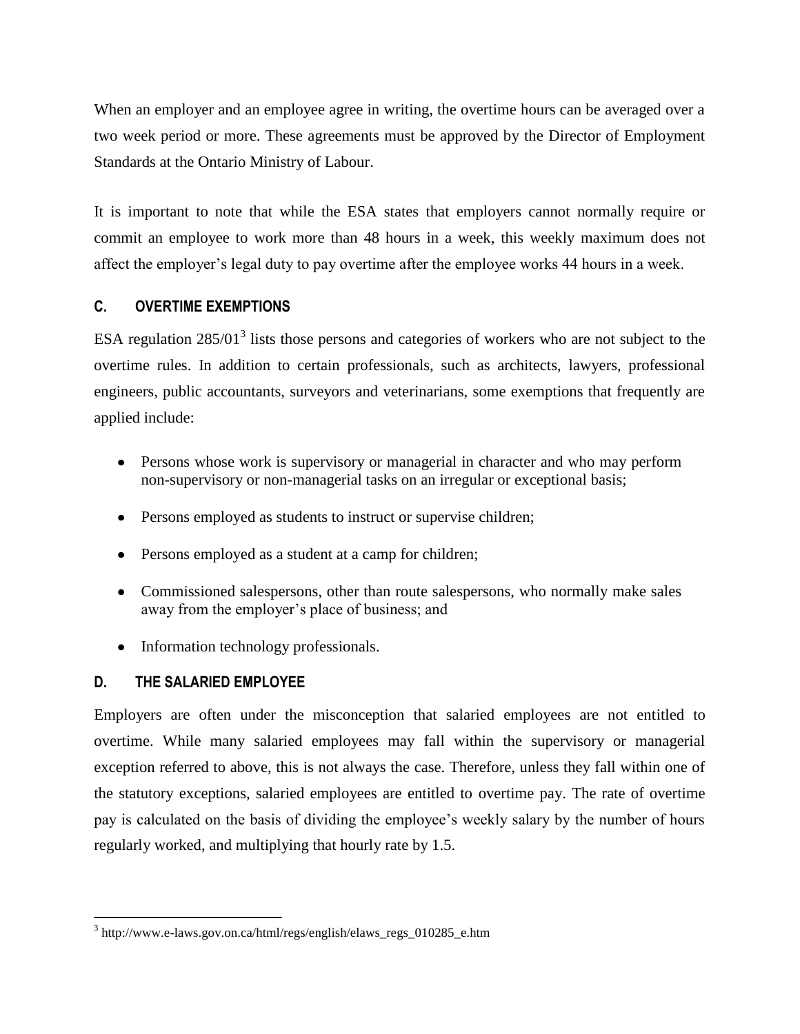When an employer and an employee agree in writing, the overtime hours can be averaged over a two week period or more. These agreements must be approved by the Director of Employment Standards at the Ontario Ministry of Labour.

It is important to note that while the ESA states that employers cannot normally require or commit an employee to work more than 48 hours in a week, this weekly maximum does not affect the employer's legal duty to pay overtime after the employee works 44 hours in a week.

### C. OVERTIME EXEMPTIONS

ESA regulation 285/01[3] lists those persons and categories of workers who are not subject to the overtime rules. In addition to certain professionals, such as architects, lawyers, professional engineers, public accountants, surveyors and veterinarians, some exemptions that frequently are applied include:

- Persons whose work is supervisory or managerial in character and who may perform non-supervisory or non-managerial tasks on an irregular or exceptional basis;
- Persons employed as students to instruct or supervise children;
- Persons employed as a student at a camp for children;
- Commissioned salespersons, other than route salespersons, who normally make sales away from the employer's place of business; and
- Information technology professionals.

### D. THE SALARIED EMPLOYEE

Employers are often under the misconception that salaried employees are not entitled to overtime. While many salaried employees may fall within the supervisory or managerial exception referred to above, this is not always the case. Therefore, unless they fall within one of the statutory exceptions, salaried employees are entitled to overtime pay. The rate of overtime pay is calculated on the basis of dividing the employee's weekly salary by the number of hours regularly worked, and multiplying that hourly rate by 1.5.

---

[3] http://www.e-laws.gov.on.ca/html/regs/english/elaws_regs_010285_e.htm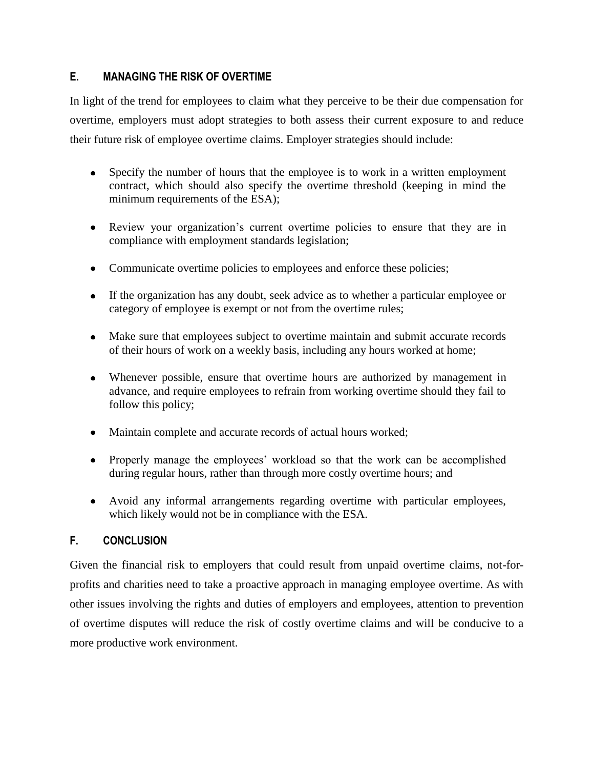## E. MANAGING THE RISK OF OVERTIME

In light of the trend for employees to claim what they perceive to be their due compensation for overtime, employers must adopt strategies to both assess their current exposure to and reduce their future risk of employee overtime claims. Employer strategies should include:

- Specify the number of hours that the employee is to work in a written employment contract, which should also specify the overtime threshold (keeping in mind the minimum requirements of the ESA);
- Review your organization's current overtime policies to ensure that they are in compliance with employment standards legislation;
- Communicate overtime policies to employees and enforce these policies;
- If the organization has any doubt, seek advice as to whether a particular employee or category of employee is exempt or not from the overtime rules;
- Make sure that employees subject to overtime maintain and submit accurate records of their hours of work on a weekly basis, including any hours worked at home;
- Whenever possible, ensure that overtime hours are authorized by management in advance, and require employees to refrain from working overtime should they fail to follow this policy;
- Maintain complete and accurate records of actual hours worked;
- Properly manage the employees' workload so that the work can be accomplished during regular hours, rather than through more costly overtime hours; and
- Avoid any informal arrangements regarding overtime with particular employees, which likely would not be in compliance with the ESA.

## F. CONCLUSION

Given the financial risk to employers that could result from unpaid overtime claims, not-for-profits and charities need to take a proactive approach in managing employee overtime. As with other issues involving the rights and duties of employers and employees, attention to prevention of overtime disputes will reduce the risk of costly overtime claims and will be conducive to a more productive work environment.